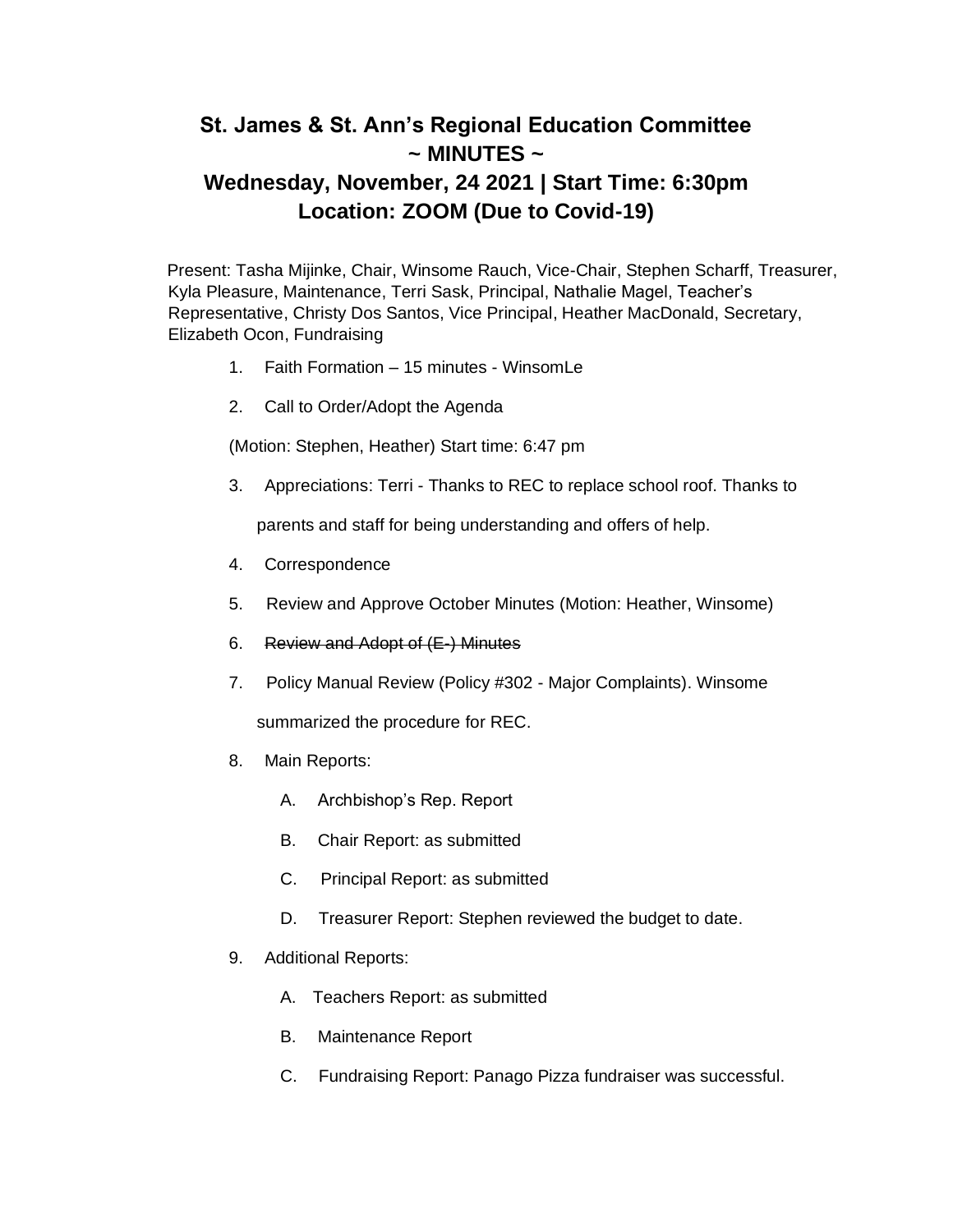# St. James & St. Ann's Regional Education Committee
# ~ MINUTES ~
## Wednesday, November, 24 2021 | Start Time: 6:30pm
## Location: ZOOM (Due to Covid-19)

Present: Tasha Mijinke, Chair, Winsome Rauch, Vice-Chair, Stephen Scharff, Treasurer, Kyla Pleasure, Maintenance, Terri Sask, Principal, Nathalie Magel, Teacher's Representative, Christy Dos Santos, Vice Principal, Heather MacDonald, Secretary, Elizabeth Ocon, Fundraising

1. Faith Formation – 15 minutes - WinsomLe
2. Call to Order/Adopt the Agenda

   (Motion: Stephen, Heather) Start time: 6:47 pm

3. Appreciations: Terri - Thanks to REC to replace school roof. Thanks to parents and staff for being understanding and offers of help.
4. Correspondence
5. Review and Approve October Minutes (Motion: Heather, Winsome)
6. ~~Review and Adopt of (E-) Minutes~~
7. Policy Manual Review (Policy #302 - Major Complaints). Winsome summarized the procedure for REC.
8. Main Reports:
   - A. Archbishop's Rep. Report
   - B. Chair Report: as submitted
   - C. Principal Report: as submitted
   - D. Treasurer Report: Stephen reviewed the budget to date.
9. Additional Reports:
   - A. Teachers Report: as submitted
   - B. Maintenance Report
   - C. Fundraising Report: Panago Pizza fundraiser was successful.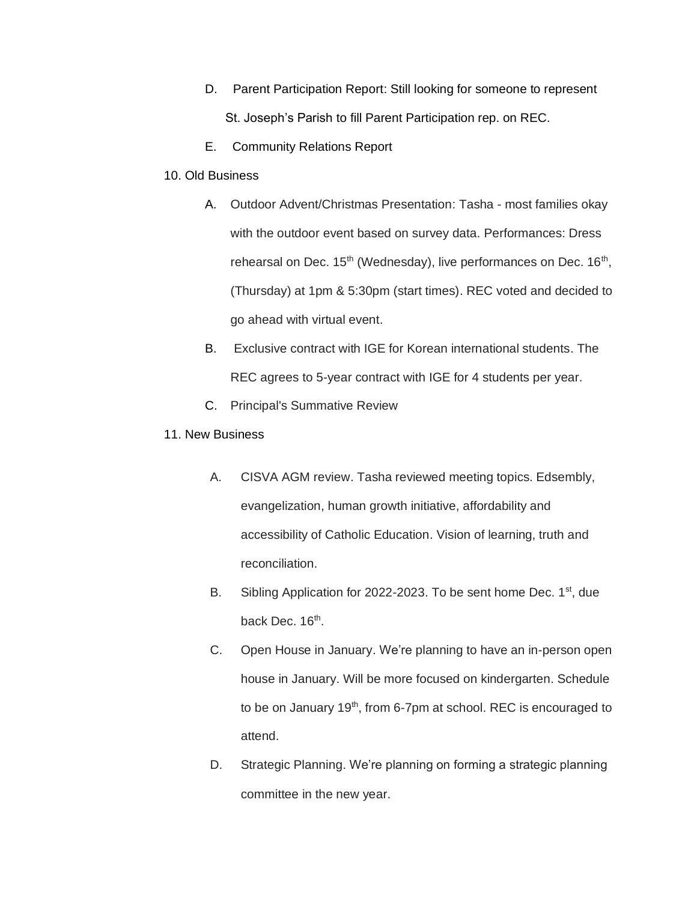D. Parent Participation Report: Still looking for someone to represent St. Joseph's Parish to fill Parent Participation rep. on REC.

E. Community Relations Report

10. Old Business

A. Outdoor Advent/Christmas Presentation: Tasha - most families okay with the outdoor event based on survey data. Performances: Dress rehearsal on Dec. 15th (Wednesday), live performances on Dec. 16th, (Thursday) at 1pm & 5:30pm (start times). REC voted and decided to go ahead with virtual event.

B. Exclusive contract with IGE for Korean international students. The REC agrees to 5-year contract with IGE for 4 students per year.

C. Principal's Summative Review

11. New Business

A. CISVA AGM review. Tasha reviewed meeting topics. Edsembly, evangelization, human growth initiative, affordability and accessibility of Catholic Education. Vision of learning, truth and reconciliation.

B. Sibling Application for 2022-2023. To be sent home Dec. 1st, due back Dec. 16th.

C. Open House in January. We're planning to have an in-person open house in January. Will be more focused on kindergarten. Schedule to be on January 19th, from 6-7pm at school. REC is encouraged to attend.

D. Strategic Planning. We're planning on forming a strategic planning committee in the new year.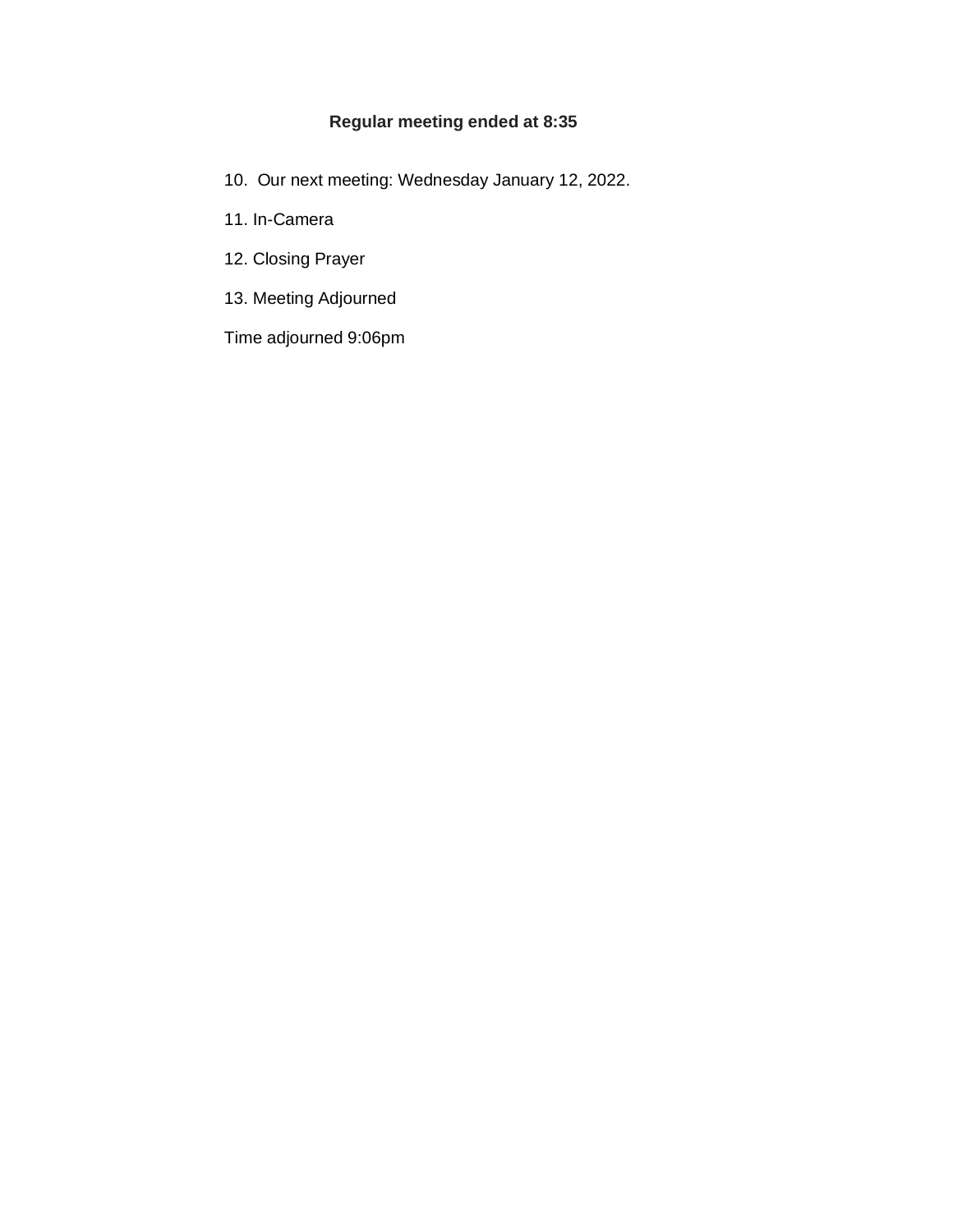**Regular meeting ended at 8:35**

10. Our next meeting: Wednesday January 12, 2022.

11. In-Camera

12. Closing Prayer

13. Meeting Adjourned

Time adjourned 9:06pm